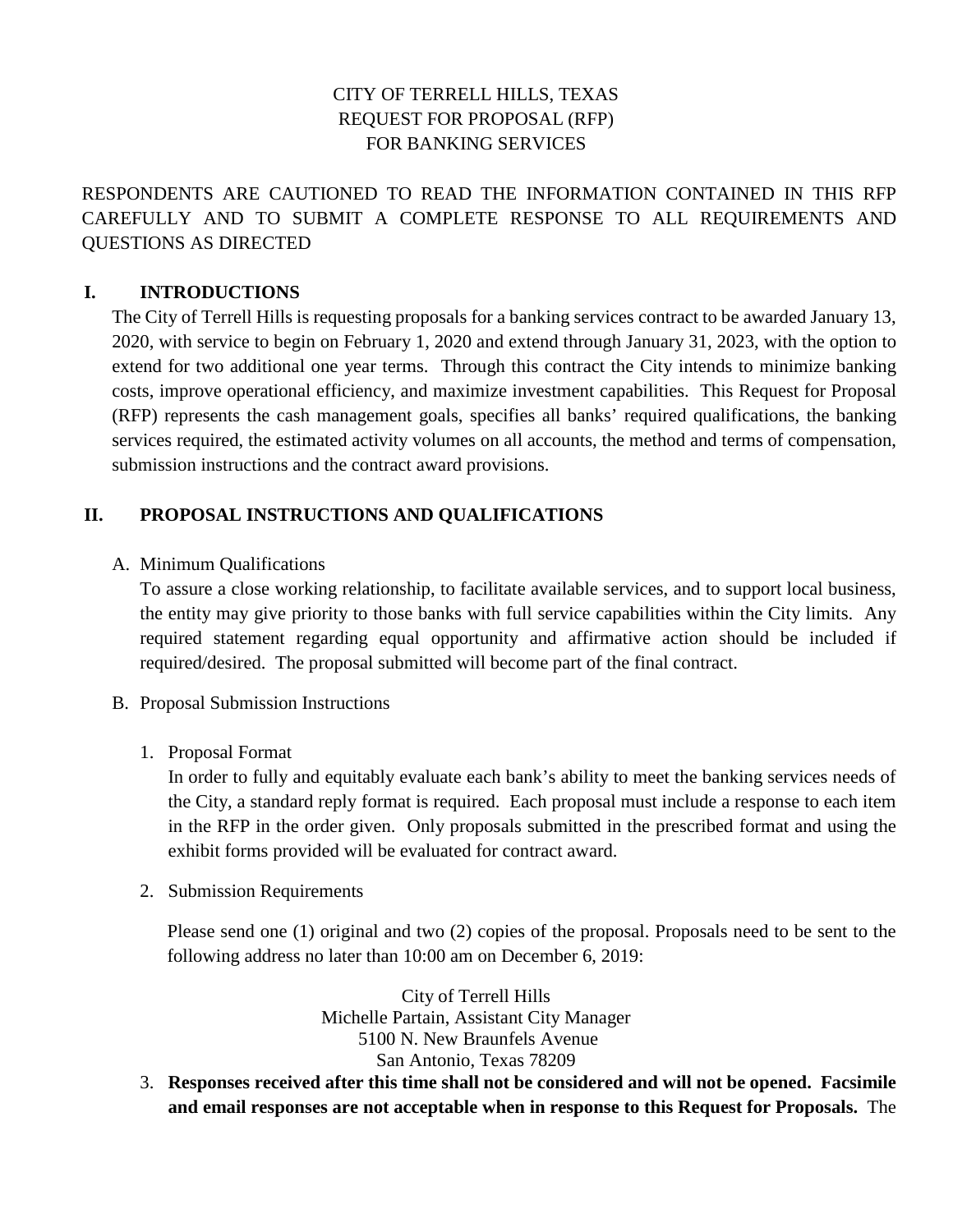CITY OF TERRELL HILLS, TEXAS
REQUEST FOR PROPOSAL (RFP)
FOR BANKING SERVICES

RESPONDENTS ARE CAUTIONED TO READ THE INFORMATION CONTAINED IN THIS RFP CAREFULLY AND TO SUBMIT A COMPLETE RESPONSE TO ALL REQUIREMENTS AND QUESTIONS AS DIRECTED

## I. INTRODUCTIONS

The City of Terrell Hills is requesting proposals for a banking services contract to be awarded January 13, 2020, with service to begin on February 1, 2020 and extend through January 31, 2023, with the option to extend for two additional one year terms. Through this contract the City intends to minimize banking costs, improve operational efficiency, and maximize investment capabilities. This Request for Proposal (RFP) represents the cash management goals, specifies all banks' required qualifications, the banking services required, the estimated activity volumes on all accounts, the method and terms of compensation, submission instructions and the contract award provisions.

## II. PROPOSAL INSTRUCTIONS AND QUALIFICATIONS

A. Minimum Qualifications

To assure a close working relationship, to facilitate available services, and to support local business, the entity may give priority to those banks with full service capabilities within the City limits. Any required statement regarding equal opportunity and affirmative action should be included if required/desired. The proposal submitted will become part of the final contract.

B. Proposal Submission Instructions

1. Proposal Format

   In order to fully and equitably evaluate each bank's ability to meet the banking services needs of the City, a standard reply format is required. Each proposal must include a response to each item in the RFP in the order given. Only proposals submitted in the prescribed format and using the exhibit forms provided will be evaluated for contract award.

2. Submission Requirements

   Please send one (1) original and two (2) copies of the proposal. Proposals need to be sent to the following address no later than 10:00 am on December 6, 2019:

   City of Terrell Hills
   Michelle Partain, Assistant City Manager
   5100 N. New Braunfels Avenue
   San Antonio, Texas 78209

3. **Responses received after this time shall not be considered and will not be opened. Facsimile and email responses are not acceptable when in response to this Request for Proposals.** The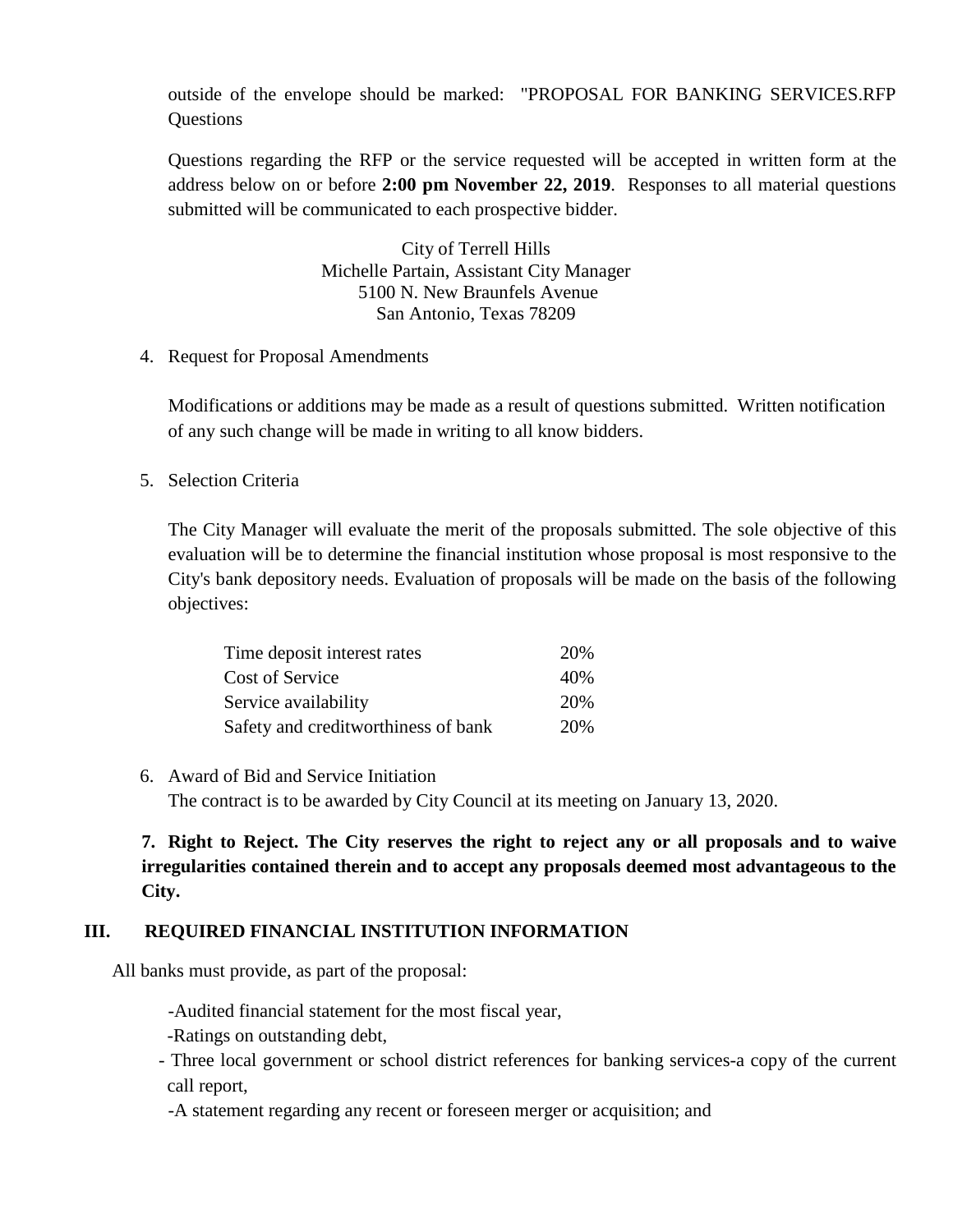outside of the envelope should be marked: "PROPOSAL FOR BANKING SERVICES.RFP Questions

Questions regarding the RFP or the service requested will be accepted in written form at the address below on or before **2:00 pm November 22, 2019**. Responses to all material questions submitted will be communicated to each prospective bidder.

City of Terrell Hills
Michelle Partain, Assistant City Manager
5100 N. New Braunfels Avenue
San Antonio, Texas 78209

4. Request for Proposal Amendments

   Modifications or additions may be made as a result of questions submitted. Written notification of any such change will be made in writing to all know bidders.

5. Selection Criteria

   The City Manager will evaluate the merit of the proposals submitted. The sole objective of this evaluation will be to determine the financial institution whose proposal is most responsive to the City's bank depository needs. Evaluation of proposals will be made on the basis of the following objectives:

| Objective | Weight |
| --- | --- |
| Time deposit interest rates | 20% |
| Cost of Service | 40% |
| Service availability | 20% |
| Safety and creditworthiness of bank | 20% |

6. Award of Bid and Service Initiation
   The contract is to be awarded by City Council at its meeting on January 13, 2020.

**7. Right to Reject. The City reserves the right to reject any or all proposals and to waive irregularities contained therein and to accept any proposals deemed most advantageous to the City.**

## III. REQUIRED FINANCIAL INSTITUTION INFORMATION

All banks must provide, as part of the proposal:

-Audited financial statement for the most fiscal year,

-Ratings on outstanding debt,

- Three local government or school district references for banking services-a copy of the current call report,

-A statement regarding any recent or foreseen merger or acquisition; and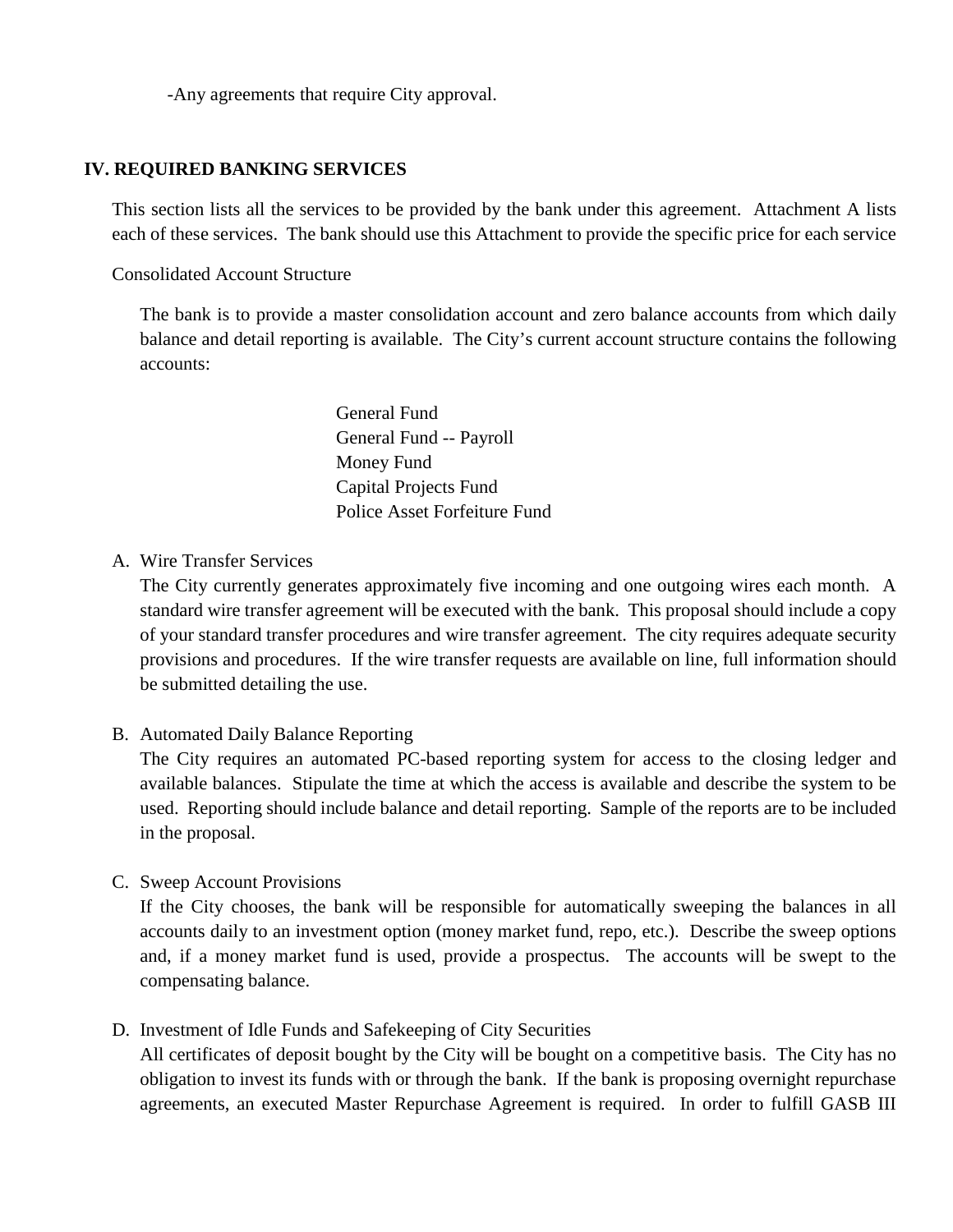-Any agreements that require City approval.

## IV. REQUIRED BANKING SERVICES

This section lists all the services to be provided by the bank under this agreement. Attachment A lists each of these services. The bank should use this Attachment to provide the specific price for each service

Consolidated Account Structure

The bank is to provide a master consolidation account and zero balance accounts from which daily balance and detail reporting is available. The City's current account structure contains the following accounts:

General Fund
General Fund -- Payroll
Money Fund
Capital Projects Fund
Police Asset Forfeiture Fund

A. Wire Transfer Services
The City currently generates approximately five incoming and one outgoing wires each month. A standard wire transfer agreement will be executed with the bank. This proposal should include a copy of your standard transfer procedures and wire transfer agreement. The city requires adequate security provisions and procedures. If the wire transfer requests are available on line, full information should be submitted detailing the use.

B. Automated Daily Balance Reporting
The City requires an automated PC-based reporting system for access to the closing ledger and available balances. Stipulate the time at which the access is available and describe the system to be used. Reporting should include balance and detail reporting. Sample of the reports are to be included in the proposal.

C. Sweep Account Provisions
If the City chooses, the bank will be responsible for automatically sweeping the balances in all accounts daily to an investment option (money market fund, repo, etc.). Describe the sweep options and, if a money market fund is used, provide a prospectus. The accounts will be swept to the compensating balance.

D. Investment of Idle Funds and Safekeeping of City Securities
All certificates of deposit bought by the City will be bought on a competitive basis. The City has no obligation to invest its funds with or through the bank. If the bank is proposing overnight repurchase agreements, an executed Master Repurchase Agreement is required. In order to fulfill GASB III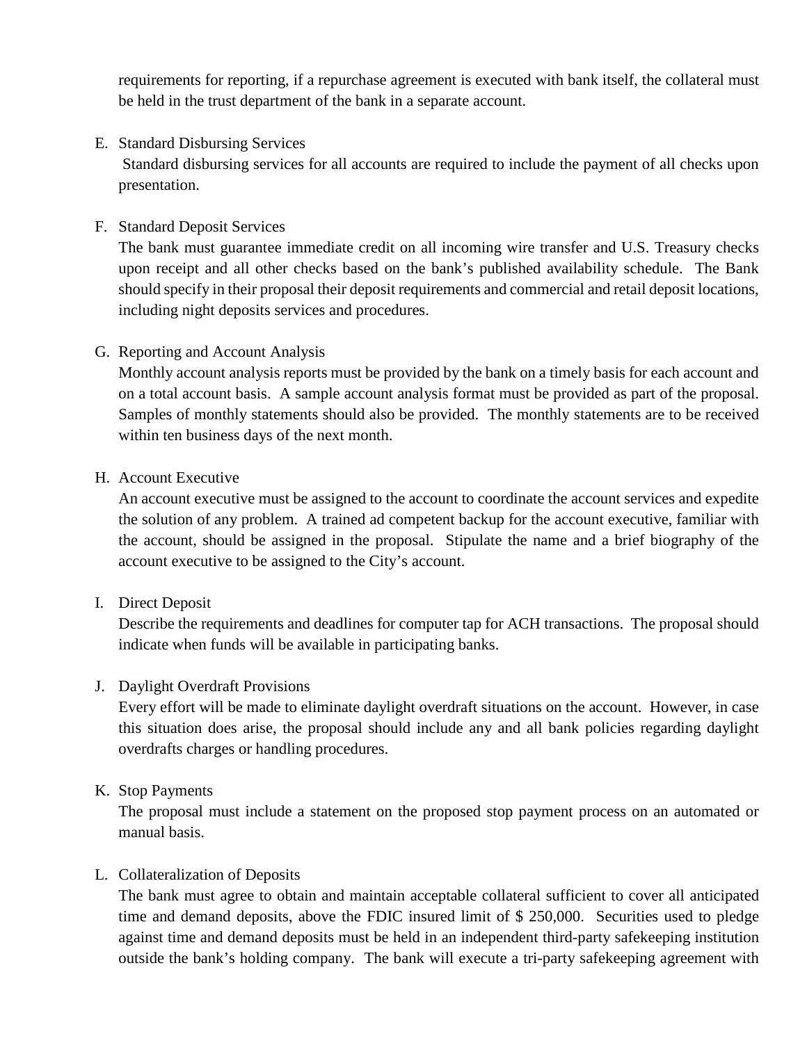requirements for reporting, if a repurchase agreement is executed with bank itself, the collateral must be held in the trust department of the bank in a separate account.

E. Standard Disbursing Services

Standard disbursing services for all accounts are required to include the payment of all checks upon presentation.

F. Standard Deposit Services

The bank must guarantee immediate credit on all incoming wire transfer and U.S. Treasury checks upon receipt and all other checks based on the bank's published availability schedule. The Bank should specify in their proposal their deposit requirements and commercial and retail deposit locations, including night deposits services and procedures.

G. Reporting and Account Analysis

Monthly account analysis reports must be provided by the bank on a timely basis for each account and on a total account basis. A sample account analysis format must be provided as part of the proposal. Samples of monthly statements should also be provided. The monthly statements are to be received within ten business days of the next month.

H. Account Executive

An account executive must be assigned to the account to coordinate the account services and expedite the solution of any problem. A trained ad competent backup for the account executive, familiar with the account, should be assigned in the proposal. Stipulate the name and a brief biography of the account executive to be assigned to the City's account.

I. Direct Deposit

Describe the requirements and deadlines for computer tap for ACH transactions. The proposal should indicate when funds will be available in participating banks.

J. Daylight Overdraft Provisions

Every effort will be made to eliminate daylight overdraft situations on the account. However, in case this situation does arise, the proposal should include any and all bank policies regarding daylight overdrafts charges or handling procedures.

K. Stop Payments

The proposal must include a statement on the proposed stop payment process on an automated or manual basis.

L. Collateralization of Deposits

The bank must agree to obtain and maintain acceptable collateral sufficient to cover all anticipated time and demand deposits, above the FDIC insured limit of $ 250,000. Securities used to pledge against time and demand deposits must be held in an independent third-party safekeeping institution outside the bank's holding company. The bank will execute a tri-party safekeeping agreement with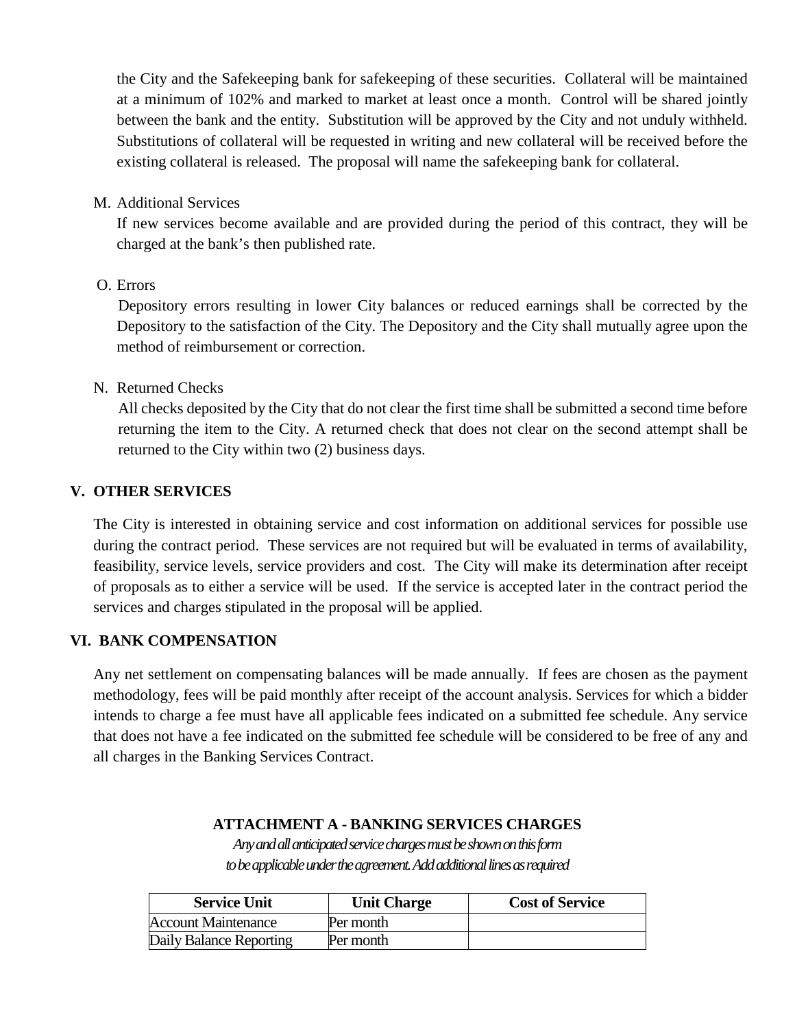the City and the Safekeeping bank for safekeeping of these securities. Collateral will be maintained at a minimum of 102% and marked to market at least once a month. Control will be shared jointly between the bank and the entity. Substitution will be approved by the City and not unduly withheld. Substitutions of collateral will be requested in writing and new collateral will be received before the existing collateral is released. The proposal will name the safekeeping bank for collateral.

M. Additional Services

If new services become available and are provided during the period of this contract, they will be charged at the bank's then published rate.

O. Errors

Depository errors resulting in lower City balances or reduced earnings shall be corrected by the Depository to the satisfaction of the City. The Depository and the City shall mutually agree upon the method of reimbursement or correction.

N. Returned Checks

All checks deposited by the City that do not clear the first time shall be submitted a second time before returning the item to the City. A returned check that does not clear on the second attempt shall be returned to the City within two (2) business days.

## V. OTHER SERVICES

The City is interested in obtaining service and cost information on additional services for possible use during the contract period. These services are not required but will be evaluated in terms of availability, feasibility, service levels, service providers and cost. The City will make its determination after receipt of proposals as to either a service will be used. If the service is accepted later in the contract period the services and charges stipulated in the proposal will be applied.

## VI. BANK COMPENSATION

Any net settlement on compensating balances will be made annually. If fees are chosen as the payment methodology, fees will be paid monthly after receipt of the account analysis. Services for which a bidder intends to charge a fee must have all applicable fees indicated on a submitted fee schedule. Any service that does not have a fee indicated on the submitted fee schedule will be considered to be free of any and all charges in the Banking Services Contract.

### ATTACHMENT A - BANKING SERVICES CHARGES

*Any and all anticipated service charges must be shown on this form to be applicable under the agreement. Add additional lines as required*

| Service Unit | Unit Charge | Cost of Service |
|---|---|---|
| Account Maintenance | Per month | |
| Daily Balance Reporting | Per month | |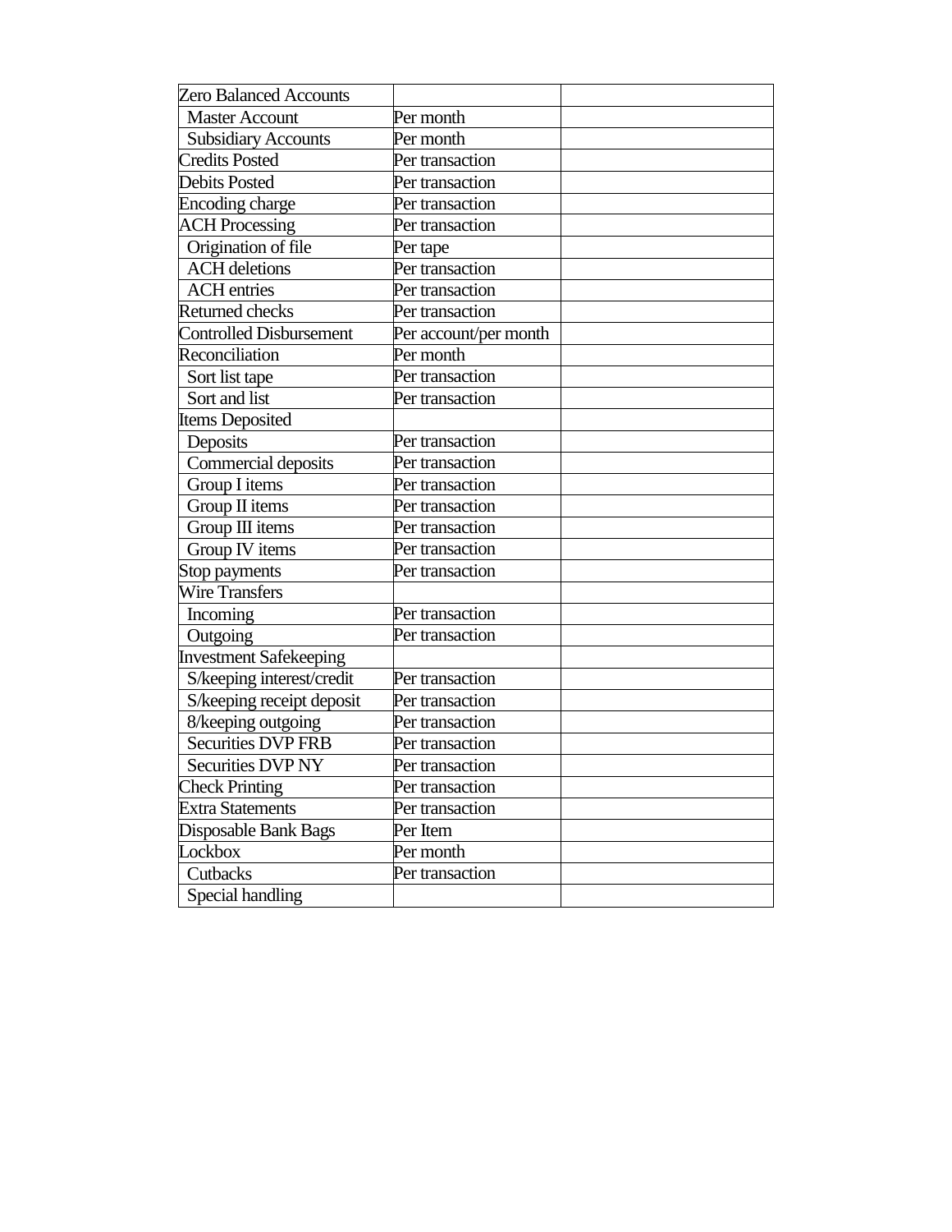| | | |
|---|---|---|
| Zero Balanced Accounts | | |
| Master Account | Per month | |
| Subsidiary Accounts | Per month | |
| Credits Posted | Per transaction | |
| Debits Posted | Per transaction | |
| Encoding charge | Per transaction | |
| ACH Processing | Per transaction | |
| Origination of file | Per tape | |
| ACH deletions | Per transaction | |
| ACH entries | Per transaction | |
| Returned checks | Per transaction | |
| Controlled Disbursement | Per account/per month | |
| Reconciliation | Per month | |
| Sort list tape | Per transaction | |
| Sort and list | Per transaction | |
| Items Deposited | | |
| Deposits | Per transaction | |
| Commercial deposits | Per transaction | |
| Group I items | Per transaction | |
| Group II items | Per transaction | |
| Group III items | Per transaction | |
| Group IV items | Per transaction | |
| Stop payments | Per transaction | |
| Wire Transfers | | |
| Incoming | Per transaction | |
| Outgoing | Per transaction | |
| Investment Safekeeping | | |
| S/keeping interest/credit | Per transaction | |
| S/keeping receipt deposit | Per transaction | |
| 8/keeping outgoing | Per transaction | |
| Securities DVP FRB | Per transaction | |
| Securities DVP NY | Per transaction | |
| Check Printing | Per transaction | |
| Extra Statements | Per transaction | |
| Disposable Bank Bags | Per Item | |
| Lockbox | Per month | |
| Cutbacks | Per transaction | |
| Special handling | | |